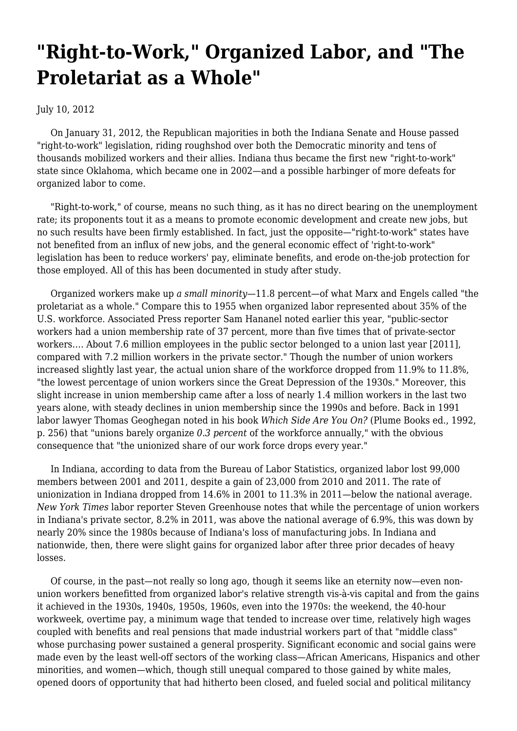# "Right-to-Work," Organized Labor, and "The Proletariat as a Whole"

July 10, 2012

On January 31, 2012, the Republican majorities in both the Indiana Senate and House passed "right-to-work" legislation, riding roughshod over both the Democratic minority and tens of thousands mobilized workers and their allies. Indiana thus became the first new "right-to-work" state since Oklahoma, which became one in 2002—and a possible harbinger of more defeats for organized labor to come.

"Right-to-work," of course, means no such thing, as it has no direct bearing on the unemployment rate; its proponents tout it as a means to promote economic development and create new jobs, but no such results have been firmly established. In fact, just the opposite—"right-to-work" states have not benefited from an influx of new jobs, and the general economic effect of 'right-to-work" legislation has been to reduce workers' pay, eliminate benefits, and erode on-the-job protection for those employed. All of this has been documented in study after study.

Organized workers make up *a small minority*—11.8 percent—of what Marx and Engels called "the proletariat as a whole." Compare this to 1955 when organized labor represented about 35% of the U.S. workforce. Associated Press reporter Sam Hananel noted earlier this year, "public-sector workers had a union membership rate of 37 percent, more than five times that of private-sector workers…. About 7.6 million employees in the public sector belonged to a union last year [2011], compared with 7.2 million workers in the private sector." Though the number of union workers increased slightly last year, the actual union share of the workforce dropped from 11.9% to 11.8%, "the lowest percentage of union workers since the Great Depression of the 1930s." Moreover, this slight increase in union membership came after a loss of nearly 1.4 million workers in the last two years alone, with steady declines in union membership since the 1990s and before. Back in 1991 labor lawyer Thomas Geoghegan noted in his book *Which Side Are You On?* (Plume Books ed., 1992, p. 256) that "unions barely organize *0.3 percent* of the workforce annually," with the obvious consequence that "the unionized share of our work force drops every year."

In Indiana, according to data from the Bureau of Labor Statistics, organized labor lost 99,000 members between 2001 and 2011, despite a gain of 23,000 from 2010 and 2011. The rate of unionization in Indiana dropped from 14.6% in 2001 to 11.3% in 2011—below the national average. *New York Times* labor reporter Steven Greenhouse notes that while the percentage of union workers in Indiana's private sector, 8.2% in 2011, was above the national average of 6.9%, this was down by nearly 20% since the 1980s because of Indiana's loss of manufacturing jobs. In Indiana and nationwide, then, there were slight gains for organized labor after three prior decades of heavy losses.

Of course, in the past—not really so long ago, though it seems like an eternity now—even non-union workers benefitted from organized labor's relative strength vis-à-vis capital and from the gains it achieved in the 1930s, 1940s, 1950s, 1960s, even into the 1970s: the weekend, the 40-hour workweek, overtime pay, a minimum wage that tended to increase over time, relatively high wages coupled with benefits and real pensions that made industrial workers part of that "middle class" whose purchasing power sustained a general prosperity. Significant economic and social gains were made even by the least well-off sectors of the working class—African Americans, Hispanics and other minorities, and women—which, though still unequal compared to those gained by white males, opened doors of opportunity that had hitherto been closed, and fueled social and political militancy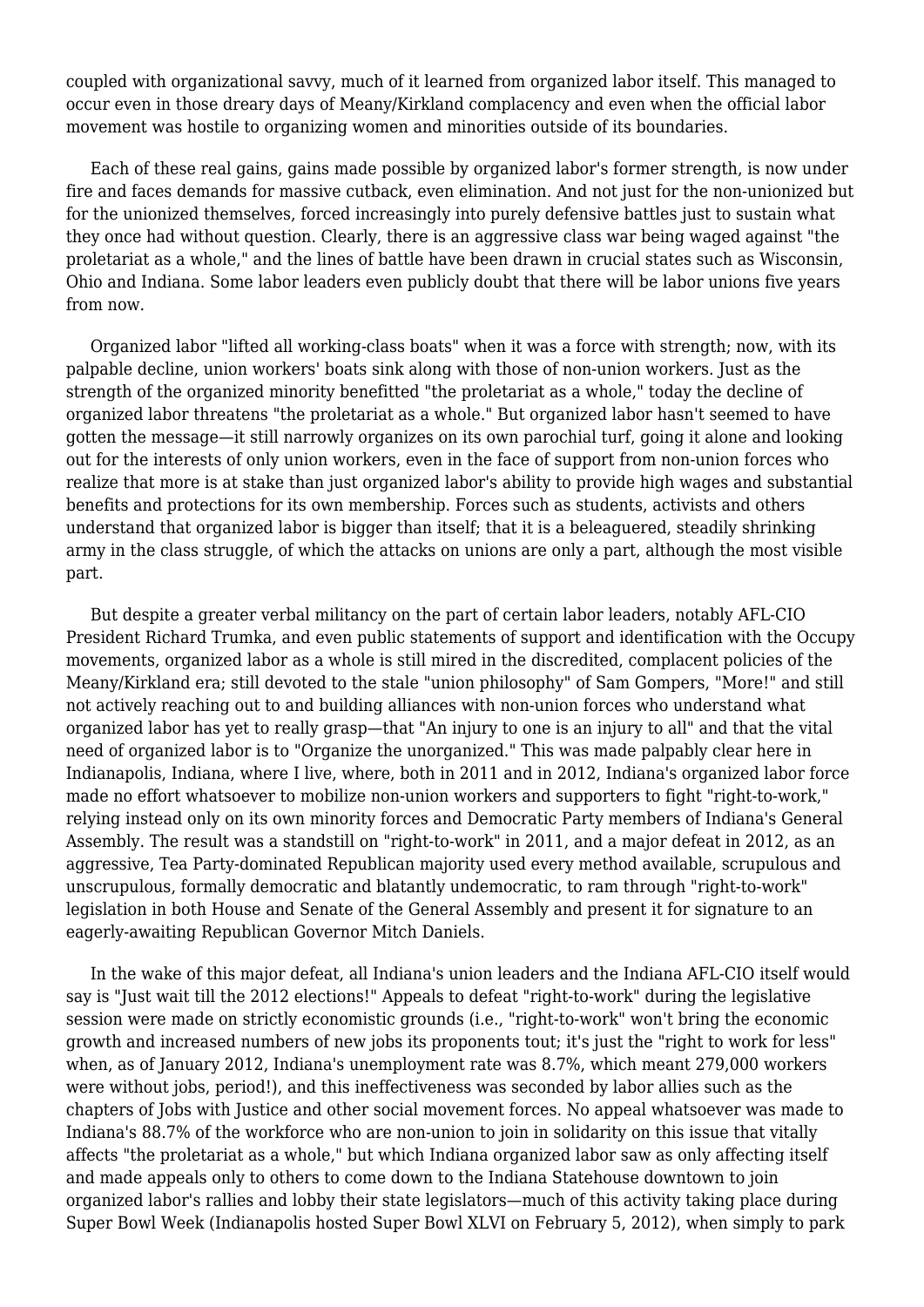coupled with organizational savvy, much of it learned from organized labor itself. This managed to occur even in those dreary days of Meany/Kirkland complacency and even when the official labor movement was hostile to organizing women and minorities outside of its boundaries.

Each of these real gains, gains made possible by organized labor's former strength, is now under fire and faces demands for massive cutback, even elimination. And not just for the non-unionized but for the unionized themselves, forced increasingly into purely defensive battles just to sustain what they once had without question. Clearly, there is an aggressive class war being waged against "the proletariat as a whole," and the lines of battle have been drawn in crucial states such as Wisconsin, Ohio and Indiana. Some labor leaders even publicly doubt that there will be labor unions five years from now.

Organized labor "lifted all working-class boats" when it was a force with strength; now, with its palpable decline, union workers' boats sink along with those of non-union workers. Just as the strength of the organized minority benefitted "the proletariat as a whole," today the decline of organized labor threatens "the proletariat as a whole." But organized labor hasn't seemed to have gotten the message—it still narrowly organizes on its own parochial turf, going it alone and looking out for the interests of only union workers, even in the face of support from non-union forces who realize that more is at stake than just organized labor's ability to provide high wages and substantial benefits and protections for its own membership. Forces such as students, activists and others understand that organized labor is bigger than itself; that it is a beleaguered, steadily shrinking army in the class struggle, of which the attacks on unions are only a part, although the most visible part.

But despite a greater verbal militancy on the part of certain labor leaders, notably AFL-CIO President Richard Trumka, and even public statements of support and identification with the Occupy movements, organized labor as a whole is still mired in the discredited, complacent policies of the Meany/Kirkland era; still devoted to the stale "union philosophy" of Sam Gompers, "More!" and still not actively reaching out to and building alliances with non-union forces who understand what organized labor has yet to really grasp—that "An injury to one is an injury to all" and that the vital need of organized labor is to "Organize the unorganized." This was made palpably clear here in Indianapolis, Indiana, where I live, where, both in 2011 and in 2012, Indiana's organized labor force made no effort whatsoever to mobilize non-union workers and supporters to fight "right-to-work," relying instead only on its own minority forces and Democratic Party members of Indiana's General Assembly. The result was a standstill on "right-to-work" in 2011, and a major defeat in 2012, as an aggressive, Tea Party-dominated Republican majority used every method available, scrupulous and unscrupulous, formally democratic and blatantly undemocratic, to ram through "right-to-work" legislation in both House and Senate of the General Assembly and present it for signature to an eagerly-awaiting Republican Governor Mitch Daniels.

In the wake of this major defeat, all Indiana's union leaders and the Indiana AFL-CIO itself would say is "Just wait till the 2012 elections!" Appeals to defeat "right-to-work" during the legislative session were made on strictly economistic grounds (i.e., "right-to-work" won't bring the economic growth and increased numbers of new jobs its proponents tout; it's just the "right to work for less" when, as of January 2012, Indiana's unemployment rate was 8.7%, which meant 279,000 workers were without jobs, period!), and this ineffectiveness was seconded by labor allies such as the chapters of Jobs with Justice and other social movement forces. No appeal whatsoever was made to Indiana's 88.7% of the workforce who are non-union to join in solidarity on this issue that vitally affects "the proletariat as a whole," but which Indiana organized labor saw as only affecting itself and made appeals only to others to come down to the Indiana Statehouse downtown to join organized labor's rallies and lobby their state legislators—much of this activity taking place during Super Bowl Week (Indianapolis hosted Super Bowl XLVI on February 5, 2012), when simply to park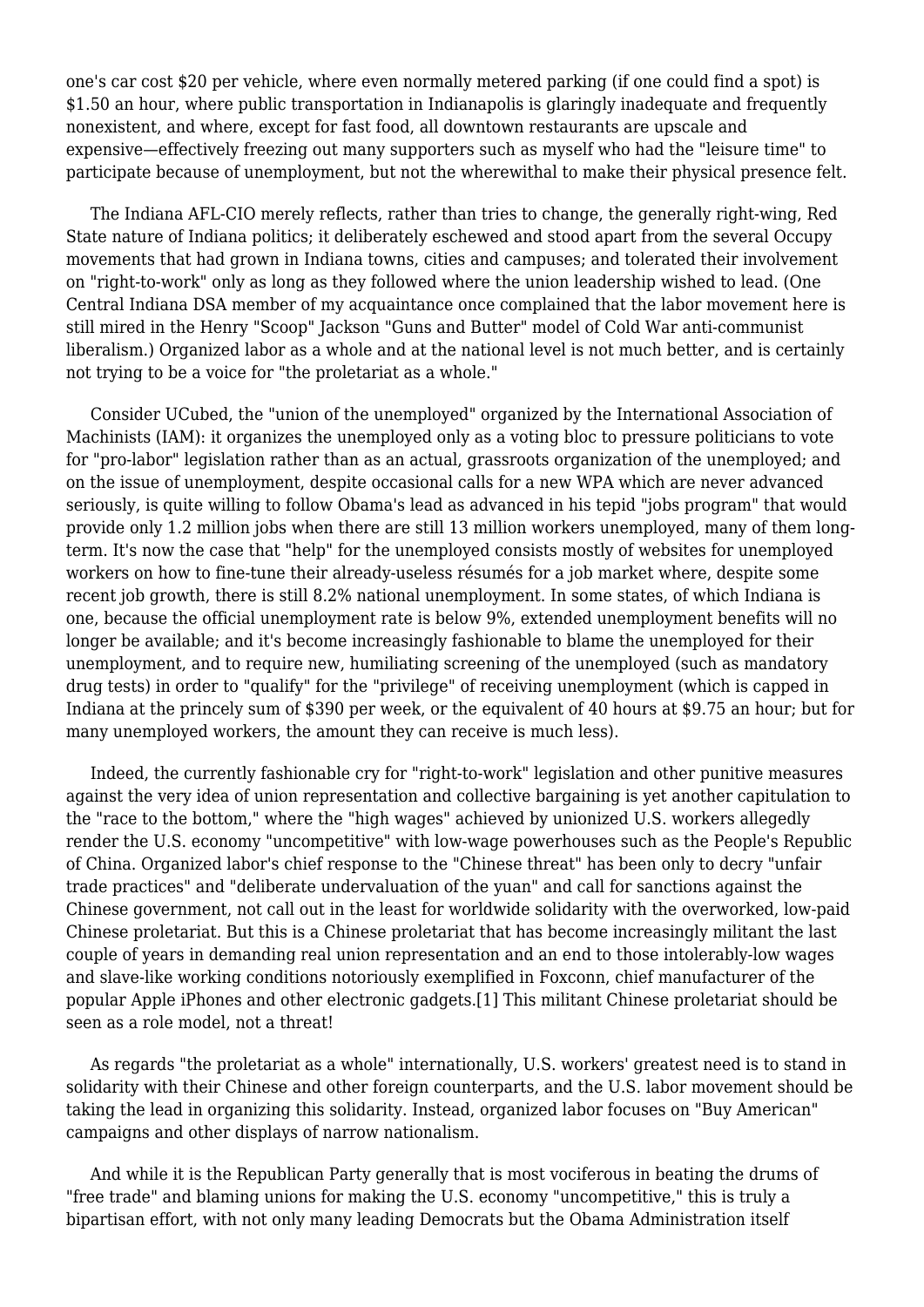one's car cost $20 per vehicle, where even normally metered parking (if one could find a spot) is $1.50 an hour, where public transportation in Indianapolis is glaringly inadequate and frequently nonexistent, and where, except for fast food, all downtown restaurants are upscale and expensive—effectively freezing out many supporters such as myself who had the "leisure time" to participate because of unemployment, but not the wherewithal to make their physical presence felt.

The Indiana AFL-CIO merely reflects, rather than tries to change, the generally right-wing, Red State nature of Indiana politics; it deliberately eschewed and stood apart from the several Occupy movements that had grown in Indiana towns, cities and campuses; and tolerated their involvement on "right-to-work" only as long as they followed where the union leadership wished to lead. (One Central Indiana DSA member of my acquaintance once complained that the labor movement here is still mired in the Henry "Scoop" Jackson "Guns and Butter" model of Cold War anti-communist liberalism.) Organized labor as a whole and at the national level is not much better, and is certainly not trying to be a voice for "the proletariat as a whole."

Consider UCubed, the "union of the unemployed" organized by the International Association of Machinists (IAM): it organizes the unemployed only as a voting bloc to pressure politicians to vote for "pro-labor" legislation rather than as an actual, grassroots organization of the unemployed; and on the issue of unemployment, despite occasional calls for a new WPA which are never advanced seriously, is quite willing to follow Obama's lead as advanced in his tepid "jobs program" that would provide only 1.2 million jobs when there are still 13 million workers unemployed, many of them long-term. It's now the case that "help" for the unemployed consists mostly of websites for unemployed workers on how to fine-tune their already-useless résumés for a job market where, despite some recent job growth, there is still 8.2% national unemployment. In some states, of which Indiana is one, because the official unemployment rate is below 9%, extended unemployment benefits will no longer be available; and it's become increasingly fashionable to blame the unemployed for their unemployment, and to require new, humiliating screening of the unemployed (such as mandatory drug tests) in order to "qualify" for the "privilege" of receiving unemployment (which is capped in Indiana at the princely sum of $390 per week, or the equivalent of 40 hours at $9.75 an hour; but for many unemployed workers, the amount they can receive is much less).

Indeed, the currently fashionable cry for "right-to-work" legislation and other punitive measures against the very idea of union representation and collective bargaining is yet another capitulation to the "race to the bottom," where the "high wages" achieved by unionized U.S. workers allegedly render the U.S. economy "uncompetitive" with low-wage powerhouses such as the People's Republic of China. Organized labor's chief response to the "Chinese threat" has been only to decry "unfair trade practices" and "deliberate undervaluation of the yuan" and call for sanctions against the Chinese government, not call out in the least for worldwide solidarity with the overworked, low-paid Chinese proletariat. But this is a Chinese proletariat that has become increasingly militant the last couple of years in demanding real union representation and an end to those intolerably-low wages and slave-like working conditions notoriously exemplified in Foxconn, chief manufacturer of the popular Apple iPhones and other electronic gadgets.[1] This militant Chinese proletariat should be seen as a role model, not a threat!

As regards "the proletariat as a whole" internationally, U.S. workers' greatest need is to stand in solidarity with their Chinese and other foreign counterparts, and the U.S. labor movement should be taking the lead in organizing this solidarity. Instead, organized labor focuses on "Buy American" campaigns and other displays of narrow nationalism.

And while it is the Republican Party generally that is most vociferous in beating the drums of "free trade" and blaming unions for making the U.S. economy "uncompetitive," this is truly a bipartisan effort, with not only many leading Democrats but the Obama Administration itself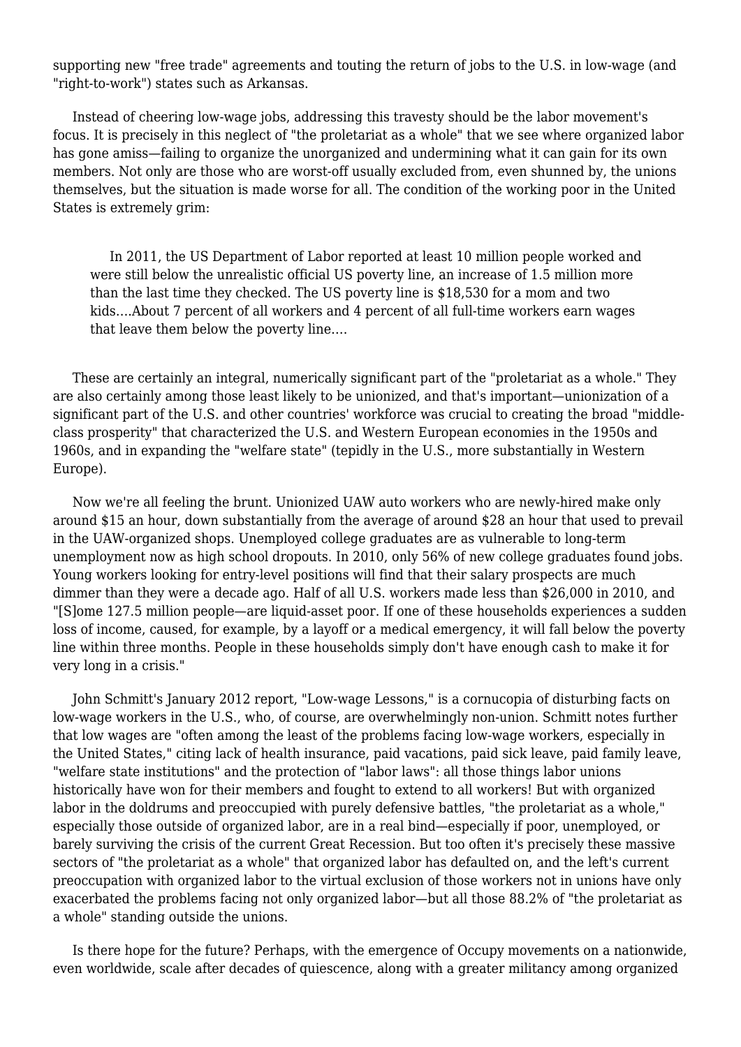supporting new "free trade" agreements and touting the return of jobs to the U.S. in low-wage (and "right-to-work") states such as Arkansas.

Instead of cheering low-wage jobs, addressing this travesty should be the labor movement's focus. It is precisely in this neglect of "the proletariat as a whole" that we see where organized labor has gone amiss—failing to organize the unorganized and undermining what it can gain for its own members. Not only are those who are worst-off usually excluded from, even shunned by, the unions themselves, but the situation is made worse for all. The condition of the working poor in the United States is extremely grim:

> In 2011, the US Department of Labor reported at least 10 million people worked and were still below the unrealistic official US poverty line, an increase of 1.5 million more than the last time they checked. The US poverty line is $18,530 for a mom and two kids....About 7 percent of all workers and 4 percent of all full-time workers earn wages that leave them below the poverty line....

These are certainly an integral, numerically significant part of the "proletariat as a whole." They are also certainly among those least likely to be unionized, and that's important—unionization of a significant part of the U.S. and other countries' workforce was crucial to creating the broad "middle-class prosperity" that characterized the U.S. and Western European economies in the 1950s and 1960s, and in expanding the "welfare state" (tepidly in the U.S., more substantially in Western Europe).

Now we're all feeling the brunt. Unionized UAW auto workers who are newly-hired make only around $15 an hour, down substantially from the average of around $28 an hour that used to prevail in the UAW-organized shops. Unemployed college graduates are as vulnerable to long-term unemployment now as high school dropouts. In 2010, only 56% of new college graduates found jobs. Young workers looking for entry-level positions will find that their salary prospects are much dimmer than they were a decade ago. Half of all U.S. workers made less than $26,000 in 2010, and "[S]ome 127.5 million people—are liquid-asset poor. If one of these households experiences a sudden loss of income, caused, for example, by a layoff or a medical emergency, it will fall below the poverty line within three months. People in these households simply don't have enough cash to make it for very long in a crisis."

John Schmitt's January 2012 report, "Low-wage Lessons," is a cornucopia of disturbing facts on low-wage workers in the U.S., who, of course, are overwhelmingly non-union. Schmitt notes further that low wages are "often among the least of the problems facing low-wage workers, especially in the United States," citing lack of health insurance, paid vacations, paid sick leave, paid family leave, "welfare state institutions" and the protection of "labor laws": all those things labor unions historically have won for their members and fought to extend to all workers! But with organized labor in the doldrums and preoccupied with purely defensive battles, "the proletariat as a whole," especially those outside of organized labor, are in a real bind—especially if poor, unemployed, or barely surviving the crisis of the current Great Recession. But too often it's precisely these massive sectors of "the proletariat as a whole" that organized labor has defaulted on, and the left's current preoccupation with organized labor to the virtual exclusion of those workers not in unions have only exacerbated the problems facing not only organized labor—but all those 88.2% of "the proletariat as a whole" standing outside the unions.

Is there hope for the future? Perhaps, with the emergence of Occupy movements on a nationwide, even worldwide, scale after decades of quiescence, along with a greater militancy among organized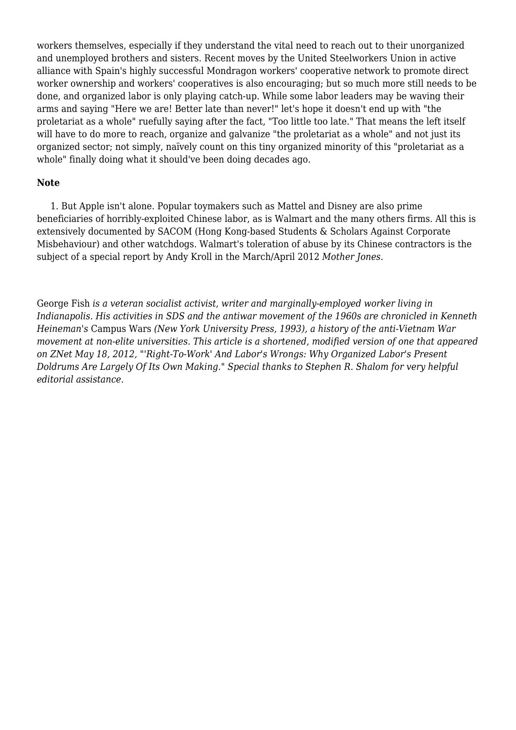workers themselves, especially if they understand the vital need to reach out to their unorganized and unemployed brothers and sisters. Recent moves by the United Steelworkers Union in active alliance with Spain's highly successful Mondragon workers' cooperative network to promote direct worker ownership and workers' cooperatives is also encouraging; but so much more still needs to be done, and organized labor is only playing catch-up. While some labor leaders may be waving their arms and saying "Here we are! Better late than never!" let's hope it doesn't end up with "the proletariat as a whole" ruefully saying after the fact, "Too little too late." That means the left itself will have to do more to reach, organize and galvanize "the proletariat as a whole" and not just its organized sector; not simply, naïvely count on this tiny organized minority of this "proletariat as a whole" finally doing what it should've been doing decades ago.

**Note**

1. But Apple isn't alone. Popular toymakers such as Mattel and Disney are also prime beneficiaries of horribly-exploited Chinese labor, as is Walmart and the many others firms. All this is extensively documented by SACOM (Hong Kong-based Students & Scholars Against Corporate Misbehaviour) and other watchdogs. Walmart's toleration of abuse by its Chinese contractors is the subject of a special report by Andy Kroll in the March/April 2012 *Mother Jones*.

George Fish *is a veteran socialist activist, writer and marginally-employed worker living in Indianapolis. His activities in SDS and the antiwar movement of the 1960s are chronicled in Kenneth Heineman's* Campus Wars *(New York University Press, 1993), a history of the anti-Vietnam War movement at non-elite universities. This article is a shortened, modified version of one that appeared on ZNet May 18, 2012, "'Right-To-Work' And Labor's Wrongs: Why Organized Labor's Present Doldrums Are Largely Of Its Own Making." Special thanks to Stephen R. Shalom for very helpful editorial assistance.*